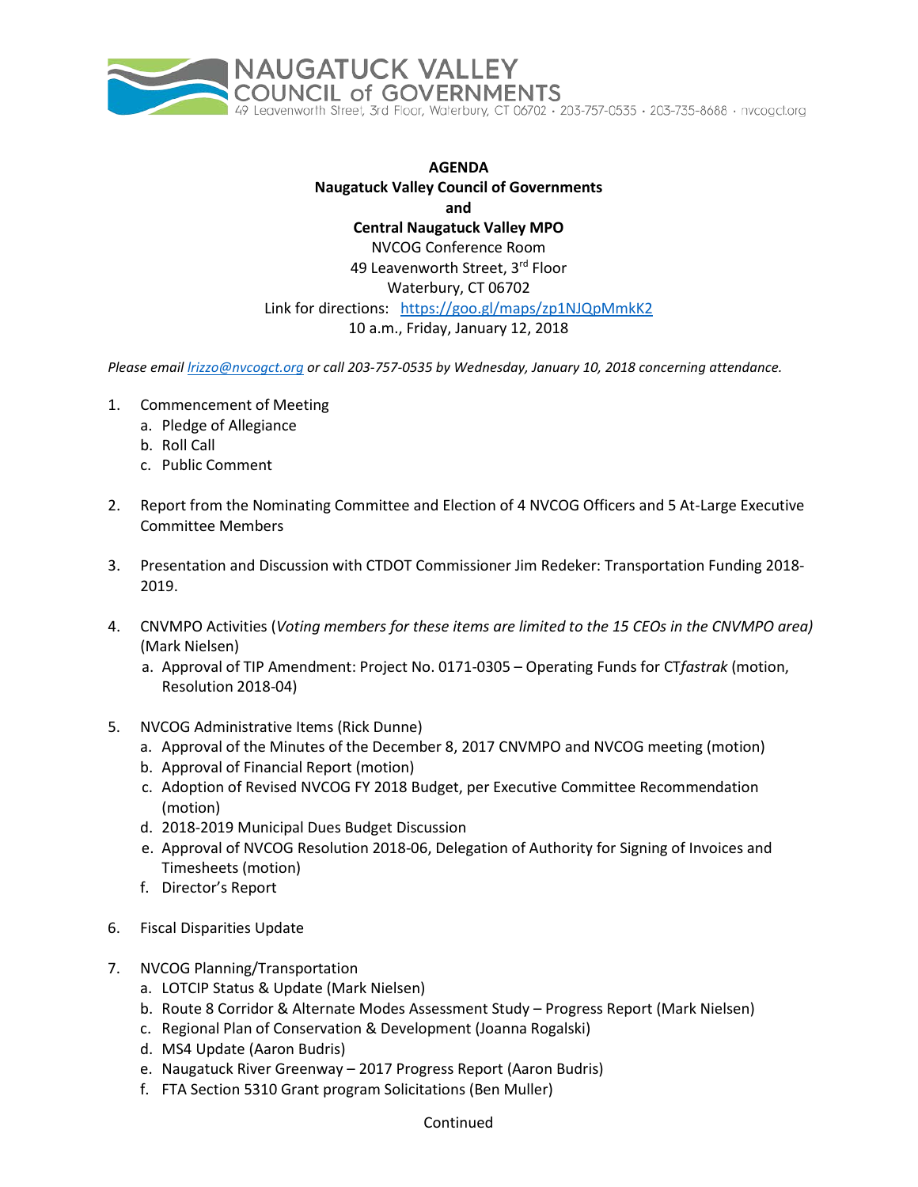NAUGATUCK VALLEY COUNCIL of GOVERNMENTS
49 Leavenworth Street, 3rd Floor, Waterbury, CT 06702 · 203-757-0535 · 203-735-8688 · nvcogct.org

**AGENDA**
**Naugatuck Valley Council of Governments**
**and**
**Central Naugatuck Valley MPO**
NVCOG Conference Room
49 Leavenworth Street, 3rd Floor
Waterbury, CT 06702
Link for directions: https://goo.gl/maps/zp1NJQpMmkK2
10 a.m., Friday, January 12, 2018

*Please email lrizzo@nvcogct.org or call 203-757-0535 by Wednesday, January 10, 2018 concerning attendance.*

1. Commencement of Meeting
   a. Pledge of Allegiance
   b. Roll Call
   c. Public Comment

2. Report from the Nominating Committee and Election of 4 NVCOG Officers and 5 At-Large Executive Committee Members

3. Presentation and Discussion with CTDOT Commissioner Jim Redeker: Transportation Funding 2018-2019.

4. CNVMPO Activities (*Voting members for these items are limited to the 15 CEOs in the CNVMPO area)* (Mark Nielsen)
   a. Approval of TIP Amendment: Project No. 0171-0305 – Operating Funds for CT*fastrak* (motion, Resolution 2018-04)

5. NVCOG Administrative Items (Rick Dunne)
   a. Approval of the Minutes of the December 8, 2017 CNVMPO and NVCOG meeting (motion)
   b. Approval of Financial Report (motion)
   c. Adoption of Revised NVCOG FY 2018 Budget, per Executive Committee Recommendation (motion)
   d. 2018-2019 Municipal Dues Budget Discussion
   e. Approval of NVCOG Resolution 2018-06, Delegation of Authority for Signing of Invoices and Timesheets (motion)
   f. Director's Report

6. Fiscal Disparities Update

7. NVCOG Planning/Transportation
   a. LOTCIP Status & Update (Mark Nielsen)
   b. Route 8 Corridor & Alternate Modes Assessment Study – Progress Report (Mark Nielsen)
   c. Regional Plan of Conservation & Development (Joanna Rogalski)
   d. MS4 Update (Aaron Budris)
   e. Naugatuck River Greenway – 2017 Progress Report (Aaron Budris)
   f. FTA Section 5310 Grant program Solicitations (Ben Muller)

Continued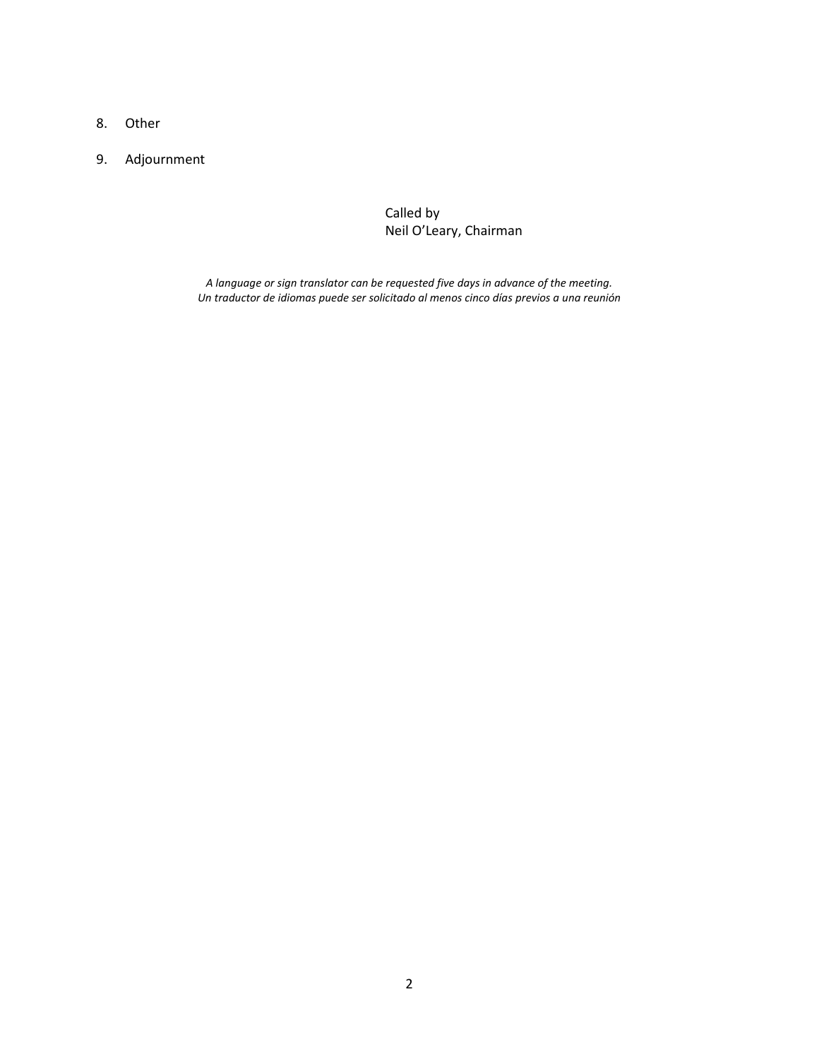8. Other

9. Adjournment

Called by
Neil O'Leary, Chairman

*A language or sign translator can be requested five days in advance of the meeting.*
*Un traductor de idiomas puede ser solicitado al menos cinco días previos a una reunión*